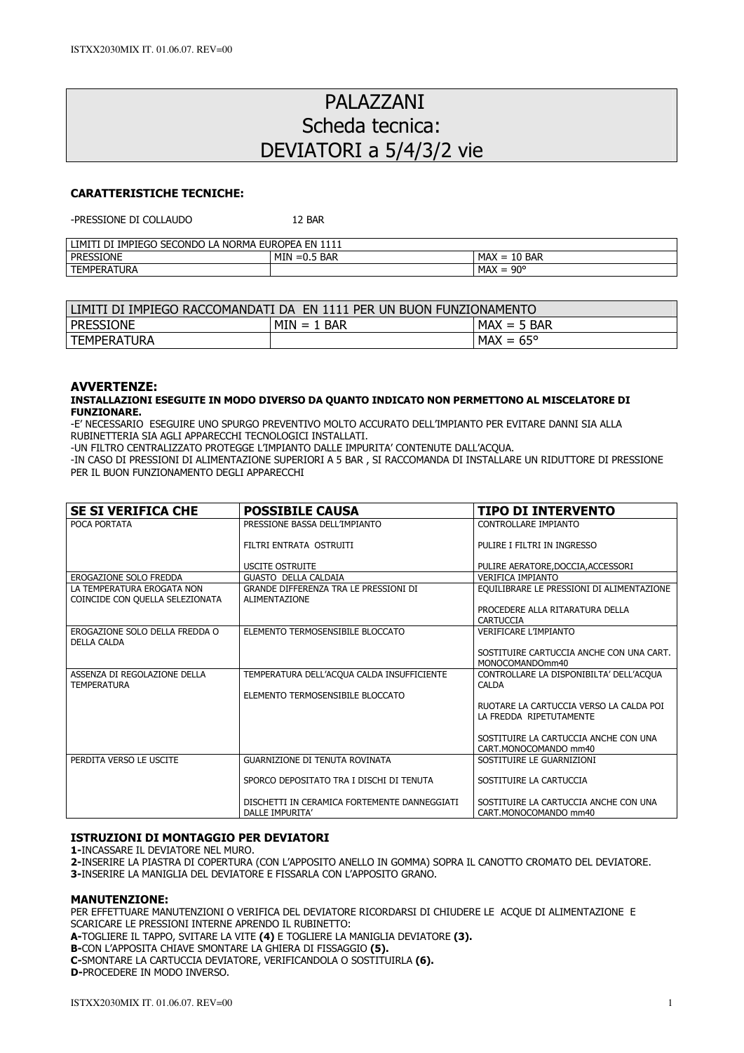# PALAZZANI
## Scheda tecnica:
## DEVIATORI a 5/4/3/2 vie

**CARATTERISTICHE TECNICHE:**

-PRESSIONE DI COLLAUDO 12 BAR

| LIMITI DI IMPIEGO SECONDO LA NORMA EUROPEA EN 1111 | | |
|---|---|---|
| PRESSIONE | MIN =0.5 BAR | MAX = 10 BAR |
| TEMPERATURA | | MAX = 90° |

| LIMITI DI IMPIEGO RACCOMANDATI DA EN 1111 PER UN BUON FUNZIONAMENTO | | |
|---|---|---|
| PRESSIONE | MIN = 1 BAR | MAX = 5 BAR |
| TEMPERATURA | | MAX = 65° |

**AVVERTENZE:**

**INSTALLAZIONI ESEGUITE IN MODO DIVERSO DA QUANTO INDICATO NON PERMETTONO AL MISCELATORE DI FUNZIONARE.**

-E' NECESSARIO ESEGUIRE UNO SPURGO PREVENTIVO MOLTO ACCURATO DELL'IMPIANTO PER EVITARE DANNI SIA ALLA RUBINETTERIA SIA AGLI APPARECCHI TECNOLOGICI INSTALLATI.

-UN FILTRO CENTRALIZZATO PROTEGGE L'IMPIANTO DALLE IMPURITA' CONTENUTE DALL'ACQUA.

-IN CASO DI PRESSIONI DI ALIMENTAZIONE SUPERIORI A 5 BAR , SI RACCOMANDA DI INSTALLARE UN RIDUTTORE DI PRESSIONE PER IL BUON FUNZIONAMENTO DEGLI APPARECCHI

| SE SI VERIFICA CHE | POSSIBILE CAUSA | TIPO DI INTERVENTO |
|---|---|---|
| POCA PORTATA | PRESSIONE BASSA DELL'IMPIANTO<br><br>FILTRI ENTRATA OSTRUITI<br><br>USCITE OSTRUITE | CONTROLLARE IMPIANTO<br><br>PULIRE I FILTRI IN INGRESSO<br><br>PULIRE AERATORE,DOCCIA,ACCESSORI |
| EROGAZIONE SOLO FREDDA | GUASTO DELLA CALDAIA | VERIFICA IMPIANTO |
| LA TEMPERATURA EROGATA NON COINCIDE CON QUELLA SELEZIONATA | GRANDE DIFFERENZA TRA LE PRESSIONI DI ALIMENTAZIONE | EQUILIBRARE LE PRESSIONI DI ALIMENTAZIONE<br><br>PROCEDERE ALLA RITARATURA DELLA CARTUCCIA |
| EROGAZIONE SOLO DELLA FREDDA O DELLA CALDA | ELEMENTO TERMOSENSIBILE BLOCCATO | VERIFICARE L'IMPIANTO<br><br>SOSTITUIRE CARTUCCIA ANCHE CON UNA CART. MONOCOMANDOmm40 |
| ASSENZA DI REGOLAZIONE DELLA TEMPERATURA | TEMPERATURA DELL'ACQUA CALDA INSUFFICIENTE<br><br>ELEMENTO TERMOSENSIBILE BLOCCATO | CONTROLLARE LA DISPONIBILTA' DELL'ACQUA CALDA<br><br>RUOTARE LA CARTUCCIA VERSO LA CALDA POI LA FREDDA RIPETUTAMENTE<br><br>SOSTITUIRE LA CARTUCCIA ANCHE CON UNA CART.MONOCOMANDO mm40 |
| PERDITA VERSO LE USCITE | GUARNIZIONE DI TENUTA ROVINATA<br><br>SPORCO DEPOSITATO TRA I DISCHI DI TENUTA<br><br>DISCHETTI IN CERAMICA FORTEMENTE DANNEGGIATI DALLE IMPURITA' | SOSTITUIRE LE GUARNIZIONI<br><br>SOSTITUIRE LA CARTUCCIA<br><br>SOSTITUIRE LA CARTUCCIA ANCHE CON UNA CART.MONOCOMANDO mm40 |

**ISTRUZIONI DI MONTAGGIO PER DEVIATORI**

**1-**INCASSARE IL DEVIATORE NEL MURO.
**2-**INSERIRE LA PIASTRA DI COPERTURA (CON L'APPOSITO ANELLO IN GOMMA) SOPRA IL CANOTTO CROMATO DEL DEVIATORE.
**3-**INSERIRE LA MANIGLIA DEL DEVIATORE E FISSARLA CON L'APPOSITO GRANO.

**MANUTENZIONE:**

PER EFFETTUARE MANUTENZIONI O VERIFICA DEL DEVIATORE RICORDARSI DI CHIUDERE LE ACQUE DI ALIMENTAZIONE E SCARICARE LE PRESSIONI INTERNE APRENDO IL RUBINETTO:
**A-**TOGLIERE IL TAPPO, SVITARE LA VITE **(4)** E TOGLIERE LA MANIGLIA DEVIATORE **(3).**
**B-**CON L'APPOSITA CHIAVE SMONTARE LA GHIERA DI FISSAGGIO **(5).**
**C-**SMONTARE LA CARTUCCIA DEVIATORE, VERIFICANDOLA O SOSTITUIRLA **(6).**
**D-**PROCEDERE IN MODO INVERSO.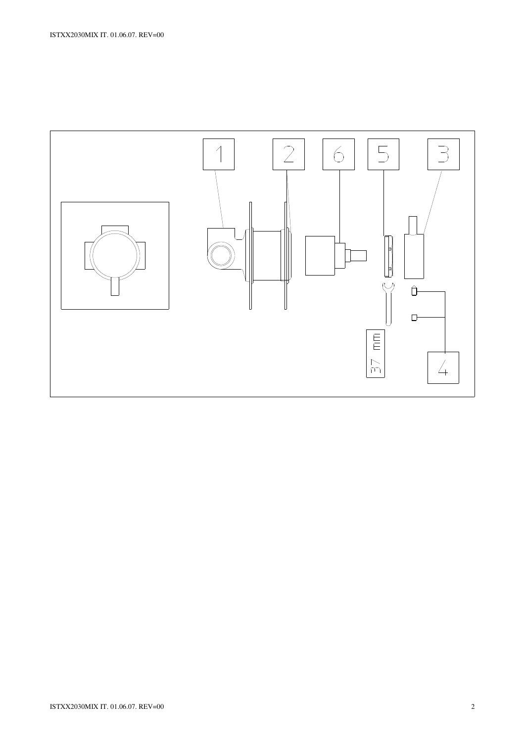1

2

6

5

3

37 mm

4